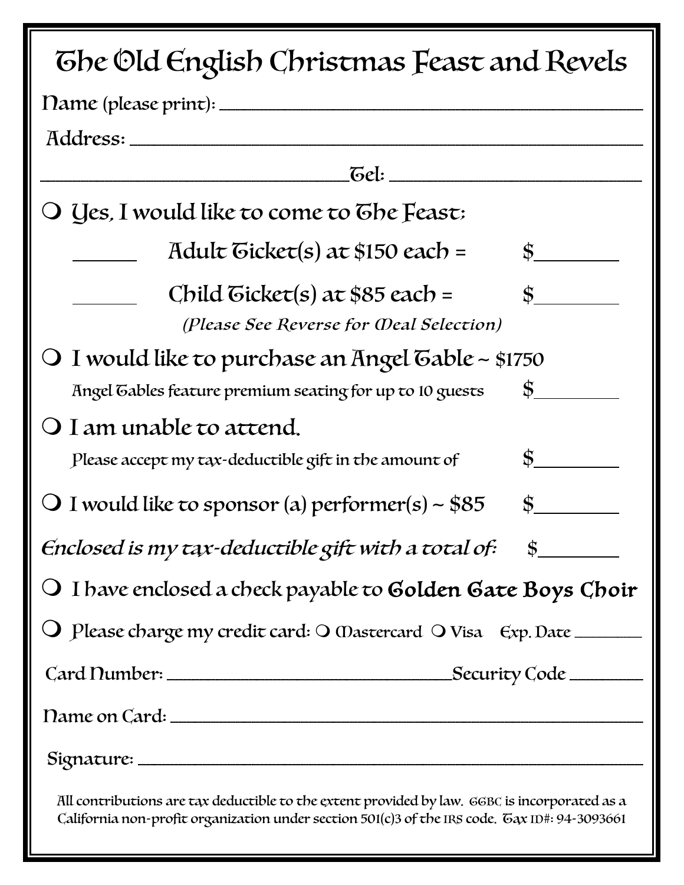# The Old English Christmas Feast and Revels

Name (please print): ______________________________________________

Address: ______________________________________________

______________________________Tel: ______________________

- ❍ Yes, I would like to come to The Feast:

  ______ Adult Ticket(s) at $150 each = $________

  ______ Child Ticket(s) at $85 each = $________

  *(Please See Reverse for Meal Selection)*

- ❍ I would like to purchase an Angel Table ~ $1750

  Angel Tables feature premium seating for up to 10 guests $________

- ❍ I am unable to attend.

  Please accept my tax-deductible gift in the amount of $________

- ❍ I would like to sponsor (a) performer(s) ~ $85 $________

*Enclosed is my tax-deductible gift with a total of:* $________

- ❍ I have enclosed a check payable to **Golden Gate Boys Choir**

- ❍ Please charge my credit card: ❍ Mastercard ❍ Visa Exp. Date ________

Card Number: ______________________________Security Code ________

Name on Card: ______________________________________________

Signature: ______________________________________________

All contributions are tax deductible to the extent provided by law. GGBC is incorporated as a California non-profit organization under section 501(c)3 of the IRS code. Tax ID#: 94-3093661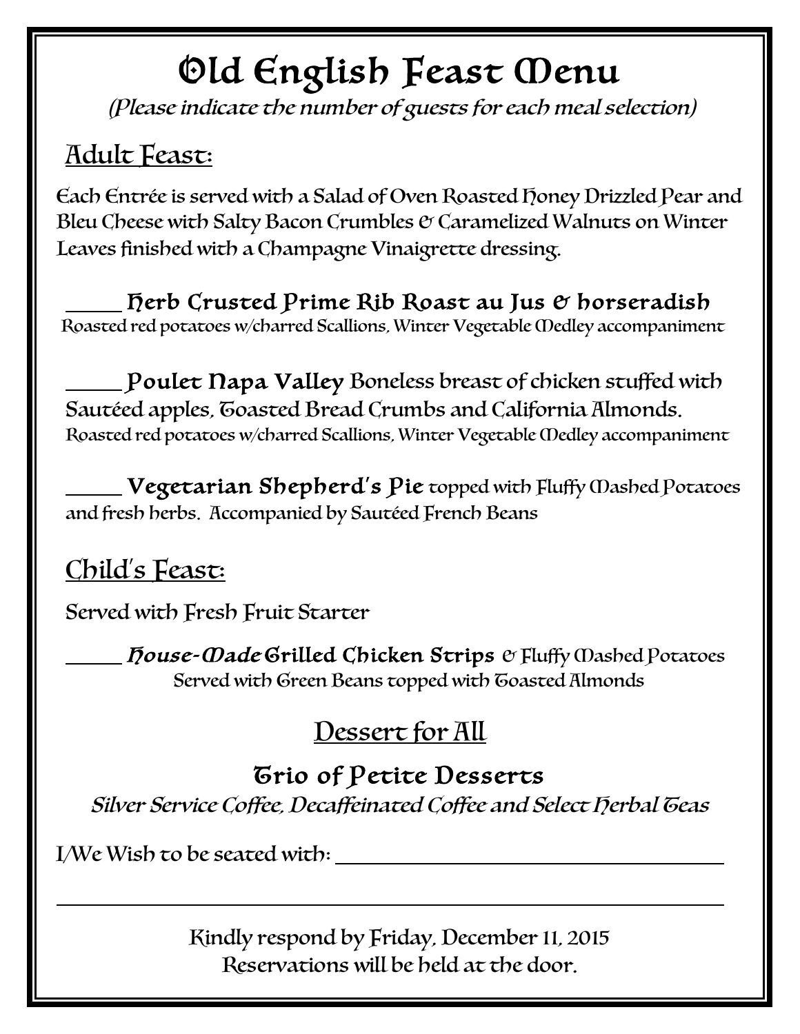# Old English Feast Menu

*(Please indicate the number of guests for each meal selection)*

## Adult Feast:

Each Entrée is served with a Salad of Oven Roasted Honey Drizzled Pear and Bleu Cheese with Salty Bacon Crumbles & Caramelized Walnuts on Winter Leaves finished with a Champagne Vinaigrette dressing.

_____ **Herb Crusted Prime Rib Roast au Jus & horseradish**
Roasted red potatoes w/charred Scallions, Winter Vegetable Medley accompaniment

_____ **Poulet Napa Valley** Boneless breast of chicken stuffed with Sautéed apples, Toasted Bread Crumbs and California Almonds.
Roasted red potatoes w/charred Scallions, Winter Vegetable Medley accompaniment

_____ **Vegetarian Shepherd's Pie** topped with Fluffy Mashed Potatoes and fresh herbs. Accompanied by Sautéed French Beans

## Child's Feast:

Served with Fresh Fruit Starter

_____ ***House-Made* Grilled Chicken Strips** & Fluffy Mashed Potatoes
Served with Green Beans topped with Toasted Almonds

## Dessert for All

### Trio of Petite Desserts

*Silver Service Coffee, Decaffeinated Coffee and Select Herbal Teas*

I/We Wish to be seated with: ________________________________________

________________________________________________________________

Kindly respond by Friday, December 11, 2015
Reservations will be held at the door.